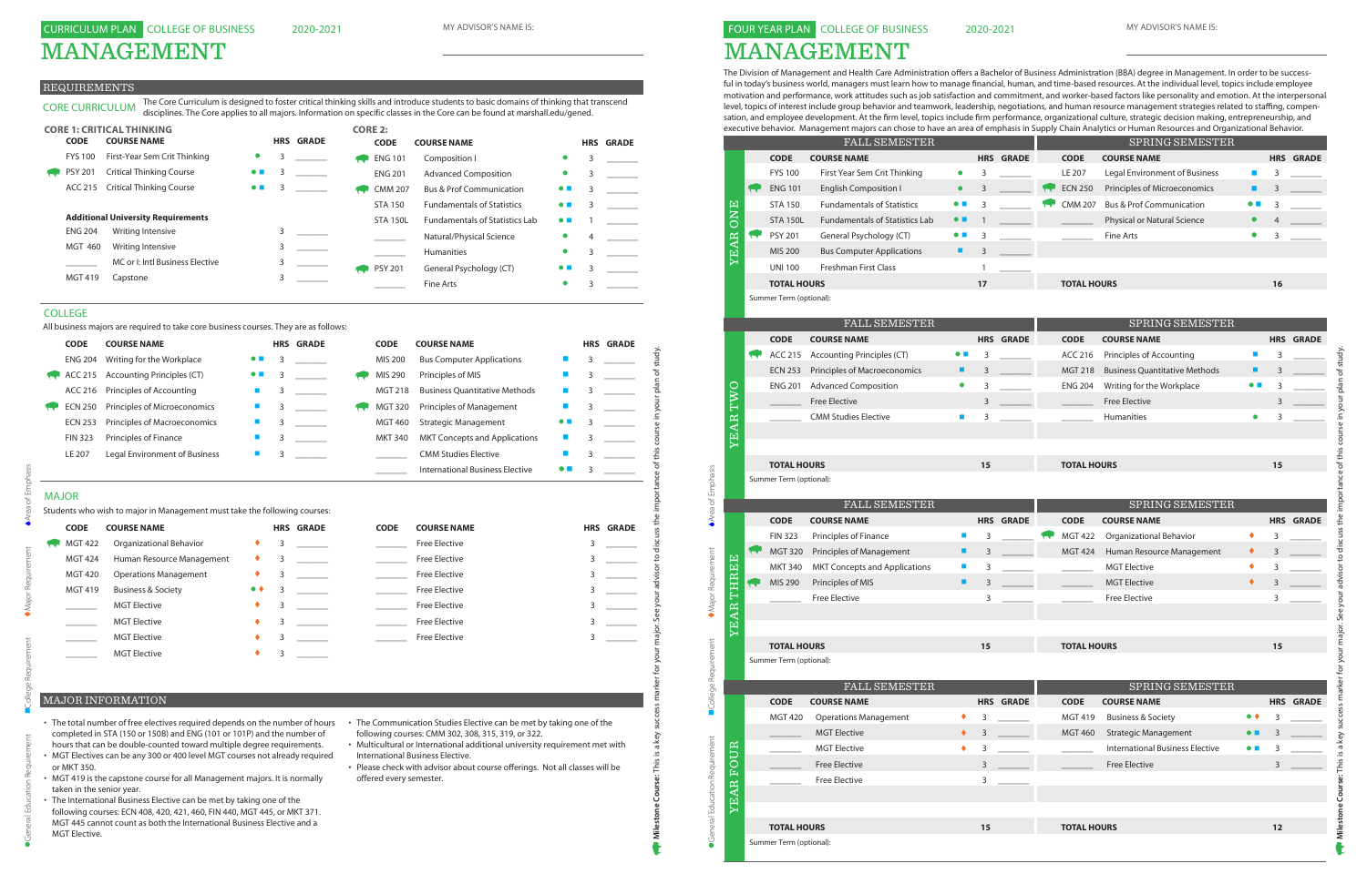# CURRICULUM PLAN COLLEGE OF BUSINESS 2020-2021

# MANAGEMENT

MY ADVISOR'S NAME IS: ____________________

## REQUIREMENTS

**CORE CURRICULUM** The Core Curriculum is designed to foster critical thinking skills and introduce students to basic domains of thinking that transcend disciplines. The Core applies to all majors. Information on specific classes in the Core can be found at marshall.edu/gened.

### CORE 1: CRITICAL THINKING

| CODE | COURSE NAME | | HRS | GRADE |
|---|---|---|---|---|
| FYS 100 | First-Year Sem Crit Thinking | ● | 3 | |
| PSY 201 | Critical Thinking Course | ● ■ | 3 | |
| ACC 215 | Critical Thinking Course | ● ■ | 3 | |

**Additional University Requirements**

| CODE | COURSE NAME | HRS | GRADE |
|---|---|---|---|
| ENG 204 | Writing Intensive | 3 | |
| MGT 460 | Writing Intensive | 3 | |
| ______ | MC or I: Intl Business Elective | 3 | |
| MGT 419 | Capstone | 3 | |

### CORE 2:

| CODE | COURSE NAME | | HRS | GRADE |
|---|---|---|---|---|
| ENG 101 | Composition I | ● | 3 | |
| ENG 201 | Advanced Composition | ● | 3 | |
| CMM 207 | Bus & Prof Communication | ● ■ | 3 | |
| STA 150 | Fundamentals of Statistics | ● ■ | 3 | |
| STA 150L | Fundamentals of Statistics Lab | ● ■ | 1 | |
| ______ | Natural/Physical Science | ● | 4 | |
| ______ | Humanities | ● | 3 | |
| PSY 201 | General Psychology (CT) | ● ■ | 3 | |
| ______ | Fine Arts | ● | 3 | |

## COLLEGE

All business majors are required to take core business courses. They are as follows:

| CODE | COURSE NAME | | HRS | GRADE |
|---|---|---|---|---|
| ENG 204 | Writing for the Workplace | ● ■ | 3 | |
| ACC 215 | Accounting Principles (CT) | ● ■ | 3 | |
| ACC 216 | Principles of Accounting | ■ | 3 | |
| ECN 250 | Principles of Microeconomics | ■ | 3 | |
| ECN 253 | Principles of Macroeconomics | ■ | 3 | |
| FIN 323 | Principles of Finance | ■ | 3 | |
| LE 207 | Legal Environment of Business | ■ | 3 | |
| MIS 200 | Bus Computer Applications | ■ | 3 | |
| MIS 290 | Principles of MIS | ■ | 3 | |
| MGT 218 | Business Quantitative Methods | ■ | 3 | |
| MGT 320 | Principles of Management | ■ | 3 | |
| MGT 460 | Strategic Management | ● ■ | 3 | |
| MKT 340 | MKT Concepts and Applications | ■ | 3 | |
| ______ | CMM Studies Elective | ■ | 3 | |
| ______ | International Business Elective | ● ■ | 3 | |

## MAJOR

Students who wish to major in Management must take the following courses:

| CODE | COURSE NAME | | HRS | GRADE |
|---|---|---|---|---|
| MGT 422 | Organizational Behavior | ♦ | 3 | |
| MGT 424 | Human Resource Management | ♦ | 3 | |
| MGT 420 | Operations Management | ♦ | 3 | |
| MGT 419 | Business & Society | ● ♦ | 3 | |
| ______ | MGT Elective | ♦ | 3 | |
| ______ | MGT Elective | ♦ | 3 | |
| ______ | MGT Elective | ♦ | 3 | |
| ______ | MGT Elective | ♦ | 3 | |
| ______ | Free Elective | | 3 | |
| ______ | Free Elective | | 3 | |
| ______ | Free Elective | | 3 | |
| ______ | Free Elective | | 3 | |
| ______ | Free Elective | | 3 | |
| ______ | Free Elective | | 3 | |
| ______ | Free Elective | | 3 | |

## MAJOR INFORMATION

- The total number of free electives required depends on the number of hours completed in STA (150 or 150B) and ENG (101 or 101P) and the number of hours that can be double-counted toward multiple degree requirements.
- MGT Electives can be any 300 or 400 level MGT courses not already required or MKT 350.
- MGT 419 is the capstone course for all Management majors. It is normally taken in the senior year.
- The International Business Elective can be met by taking one of the following courses: ECN 408, 420, 421, 460, FIN 440, MGT 445, or MKT 371. MGT 445 cannot count as both the International Business Elective and a MGT Elective.
- The Communication Studies Elective can be met by taking one of the following courses: CMM 302, 308, 315, 319, or 322.
- Multicultural or International additional university requirement met with International Business Elective.
- Please check with advisor about course offerings. Not all classes will be offered every semester.

● General Education Requirement ■ College Requirement ♦ Major Requirement ♦ Area of Emphasis

**Milestone Course:** This is a key success marker for your major. See your advisor to discuss the importance of this course in your plan of study.

# FOUR YEAR PLAN COLLEGE OF BUSINESS 2020-2021

# MANAGEMENT

MY ADVISOR'S NAME IS: ____________________

The Division of Management and Health Care Administration offers a Bachelor of Business Administration (BBA) degree in Management. In order to be successful in today's business world, managers must learn how to manage financial, human, and time-based resources. At the individual level, topics include employee motivation and performance, work attitudes such as job satisfaction and commitment, and worker-based factors like personality and emotion. At the interpersonal level, topics of interest include group behavior and teamwork, leadership, negotiations, and human resource management strategies related to staffing, compensation, and employee development. At the firm level, topics include firm performance, organizational culture, strategic decision making, entrepreneurship, and executive behavior. Management majors can chose to have an area of emphasis in Supply Chain Analytics or Human Resources and Organizational Behavior.

### YEAR ONE

| FALL SEMESTER | | | | | SPRING SEMESTER | | | | |
|---|---|---|---|---|---|---|---|---|---|
| CODE | COURSE NAME | | HRS | GRADE | CODE | COURSE NAME | | HRS | GRADE |
| FYS 100 | First Year Sem Crit Thinking | ● | 3 | | LE 207 | Legal Environment of Business | ■ | 3 | |
| ENG 101 | English Composition I | ● | 3 | | ECN 250 | Principles of Microeconomics | ■ | 3 | |
| STA 150 | Fundamentals of Statistics | ● ■ | 3 | | CMM 207 | Bus & Prof Communication | ● ■ | 3 | |
| STA 150L | Fundamentals of Statistics Lab | ● ■ | 1 | | ______ | Physical or Natural Science | ● | 4 | |
| PSY 201 | General Psychology (CT) | ● ■ | 3 | | ______ | Fine Arts | ● | 3 | |
| MIS 200 | Bus Computer Applications | ■ | 3 | | | | | | |
| UNI 100 | Freshman First Class | | 1 | | | | | | |
| **TOTAL HOURS** | | | **17** | | **TOTAL HOURS** | | | **16** | |

Summer Term (optional):

### YEAR TWO

| FALL SEMESTER | | | | | SPRING SEMESTER | | | | |
|---|---|---|---|---|---|---|---|---|---|
| CODE | COURSE NAME | | HRS | GRADE | CODE | COURSE NAME | | HRS | GRADE |
| ACC 215 | Accounting Principles (CT) | ● ■ | 3 | | ACC 216 | Principles of Accounting | ■ | 3 | |
| ECN 253 | Principles of Macroeconomics | ■ | 3 | | MGT 218 | Business Quantitative Methods | ■ | 3 | |
| ENG 201 | Advanced Composition | ● | 3 | | ENG 204 | Writing for the Workplace | ● ■ | 3 | |
| ______ | Free Elective | | 3 | | ______ | Free Elective | | 3 | |
| ______ | CMM Studies Elective | ■ | 3 | | ______ | Humanities | ● | 3 | |
| **TOTAL HOURS** | | | **15** | | **TOTAL HOURS** | | | **15** | |

Summer Term (optional):

### YEAR THREE

| FALL SEMESTER | | | | | SPRING SEMESTER | | | | |
|---|---|---|---|---|---|---|---|---|---|
| CODE | COURSE NAME | | HRS | GRADE | CODE | COURSE NAME | | HRS | GRADE |
| FIN 323 | Principles of Finance | ■ | 3 | | MGT 422 | Organizational Behavior | ♦ | 3 | |
| MGT 320 | Principles of Management | ■ | 3 | | MGT 424 | Human Resource Management | ♦ | 3 | |
| MKT 340 | MKT Concepts and Applications | ■ | 3 | | ______ | MGT Elective | ♦ | 3 | |
| MIS 290 | Principles of MIS | ■ | 3 | | ______ | MGT Elective | ♦ | 3 | |
| ______ | Free Elective | | 3 | | ______ | Free Elective | | 3 | |
| **TOTAL HOURS** | | | **15** | | **TOTAL HOURS** | | | **15** | |

Summer Term (optional):

### YEAR FOUR

| FALL SEMESTER | | | | | SPRING SEMESTER | | | | |
|---|---|---|---|---|---|---|---|---|---|
| CODE | COURSE NAME | | HRS | GRADE | CODE | COURSE NAME | | HRS | GRADE |
| MGT 420 | Operations Management | ♦ | 3 | | MGT 419 | Business & Society | ● ♦ | 3 | |
| ______ | MGT Elective | ♦ | 3 | | MGT 460 | Strategic Management | ● ■ | 3 | |
| ______ | MGT Elective | ♦ | 3 | | ______ | International Business Elective | ● ■ | 3 | |
| ______ | Free Elective | | 3 | | ______ | Free Elective | | 3 | |
| ______ | Free Elective | | 3 | | | | | | |
| **TOTAL HOURS** | | | **15** | | **TOTAL HOURS** | | | **12** | |

Summer Term (optional):

● General Education Requirement ■ College Requirement ♦ Major Requirement ♦ Area of Emphasis

**Milestone Course:** This is a key success marker for your major. See your advisor to discuss the importance of this course in your plan of study.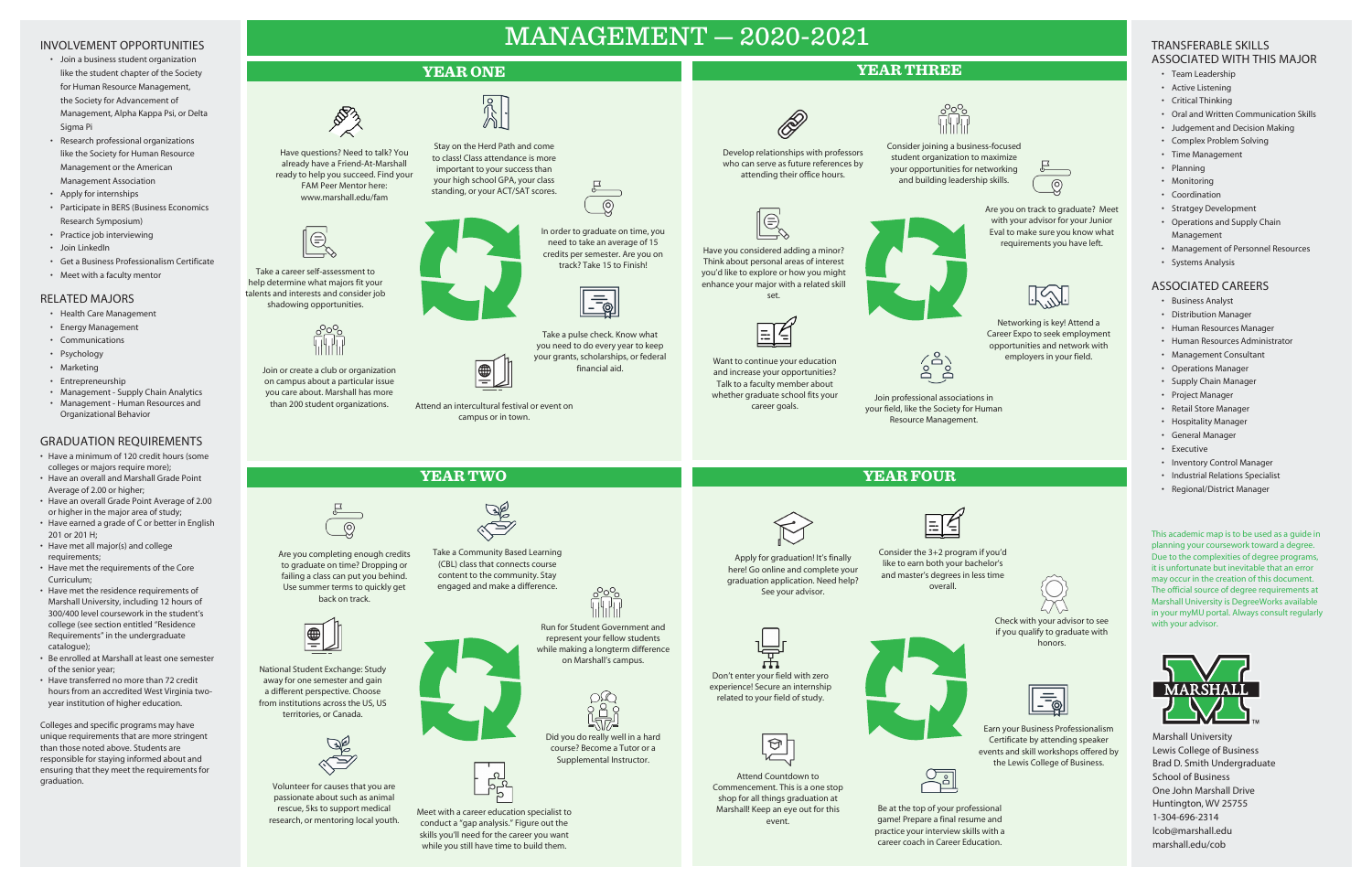# MANAGEMENT — 2020-2021

## INVOLVEMENT OPPORTUNITIES

- Join a business student organization like the student chapter of the Society for Human Resource Management, the Society for Advancement of Management, Alpha Kappa Psi, or Delta Sigma Pi
- Research professional organizations like the Society for Human Resource Management or the American Management Association
- Apply for internships
- Participate in BERS (Business Economics Research Symposium)
- Practice job interviewing
- Join LinkedIn
- Get a Business Professionalism Certificate
- Meet with a faculty mentor

## RELATED MAJORS

- Health Care Management
- Energy Management
- Communications
- Psychology
- Marketing
- Entrepreneurship
- Management - Supply Chain Analytics
- Management - Human Resources and Organizational Behavior

## GRADUATION REQUIREMENTS

- Have a minimum of 120 credit hours (some colleges or majors require more);
- Have an overall and Marshall Grade Point Average of 2.00 or higher;
- Have an overall Grade Point Average of 2.00 or higher in the major area of study;
- Have earned a grade of C or better in English 201 or 201 H;
- Have met all major(s) and college requirements;
- Have met the requirements of the Core Curriculum;
- Have met the residence requirements of Marshall University, including 12 hours of 300/400 level coursework in the student's college (see section entitled "Residence Requirements" in the undergraduate catalogue);
- Be enrolled at Marshall at least one semester of the senior year;
- Have transferred no more than 72 credit hours from an accredited West Virginia two-year institution of higher education.

Colleges and specific programs may have unique requirements that are more stringent than those noted above. Students are responsible for staying informed about and ensuring that they meet the requirements for graduation.

## YEAR ONE

Have questions? Need to talk? You already have a Friend-At-Marshall ready to help you succeed. Find your FAM Peer Mentor here: www.marshall.edu/fam

Stay on the Herd Path and come to class! Class attendance is more important to your success than your high school GPA, your class standing, or your ACT/SAT scores.

Take a career self-assessment to help determine what majors fit your talents and interests and consider job shadowing opportunities.

In order to graduate on time, you need to take an average of 15 credits per semester. Are you on track? Take 15 to Finish!

Take a pulse check. Know what you need to do every year to keep your grants, scholarships, or federal financial aid.

Join or create a club or organization on campus about a particular issue you care about. Marshall has more than 200 student organizations.

Attend an intercultural festival or event on campus or in town.

## YEAR TWO

Are you completing enough credits to graduate on time? Dropping or failing a class can put you behind. Use summer terms to quickly get back on track.

Take a Community Based Learning (CBL) class that connects course content to the community. Stay engaged and make a difference.

Run for Student Government and represent your fellow students while making a longterm difference on Marshall's campus.

National Student Exchange: Study away for one semester and gain a different perspective. Choose from institutions across the US, US territories, or Canada.

Did you do really well in a hard course? Become a Tutor or a Supplemental Instructor.

Volunteer for causes that you are passionate about such as animal rescue, 5ks to support medical research, or mentoring local youth.

Meet with a career education specialist to conduct a "gap analysis." Figure out the skills you'll need for the career you want while you still have time to build them.

## YEAR THREE

Develop relationships with professors who can serve as future references by attending their office hours.

Consider joining a business-focused student organization to maximize your opportunities for networking and building leadership skills.

Are you on track to graduate? Meet with your advisor for your Junior Eval to make sure you know what requirements you have left.

Have you considered adding a minor? Think about personal areas of interest you'd like to explore or how you might enhance your major with a related skill set.

Networking is key! Attend a Career Expo to seek employment opportunities and network with employers in your field.

Want to continue your education and increase your opportunities? Talk to a faculty member about whether graduate school fits your career goals.

Join professional associations in your field, like the Society for Human Resource Management.

## YEAR FOUR

Apply for graduation! It's finally here! Go online and complete your graduation application. Need help? See your advisor.

Consider the 3+2 program if you'd like to earn both your bachelor's and master's degrees in less time overall.

Check with your advisor to see if you qualify to graduate with honors.

Don't enter your field with zero experience! Secure an internship related to your field of study.

Earn your Business Professionalism Certificate by attending speaker events and skill workshops offered by the Lewis College of Business.

Attend Countdown to Commencement. This is a one stop shop for all things graduation at Marshall! Keep an eye out for this event.

Be at the top of your professional game! Prepare a final resume and practice your interview skills with a career coach in Career Education.

## TRANSFERABLE SKILLS ASSOCIATED WITH THIS MAJOR

- Team Leadership
- Active Listening
- Critical Thinking
- Oral and Written Communication Skills
- Judgement and Decision Making
- Complex Problem Solving
- Time Management
- Planning
- Monitoring
- Coordination
- Stratgey Development
- Operations and Supply Chain Management
- Management of Personnel Resources
- Systems Analysis

## ASSOCIATED CAREERS

- Business Analyst
- Distribution Manager
- Human Resources Manager
- Human Resources Administrator
- Management Consultant
- Operations Manager
- Supply Chain Manager
- Project Manager
- Retail Store Manager
- Hospitality Manager
- General Manager
- Executive
- Inventory Control Manager
- Industrial Relations Specialist
- Regional/District Manager

This academic map is to be used as a guide in planning your coursework toward a degree. Due to the complexities of degree programs, it is unfortunate but inevitable that an error may occur in the creation of this document. The official source of degree requirements at Marshall University is DegreeWorks available in your myMU portal. Always consult regularly with your advisor.

MARSHALL

Marshall University
Lewis College of Business
Brad D. Smith Undergraduate School of Business
One John Marshall Drive
Huntington, WV 25755
1-304-696-2314
lcob@marshall.edu
marshall.edu/cob